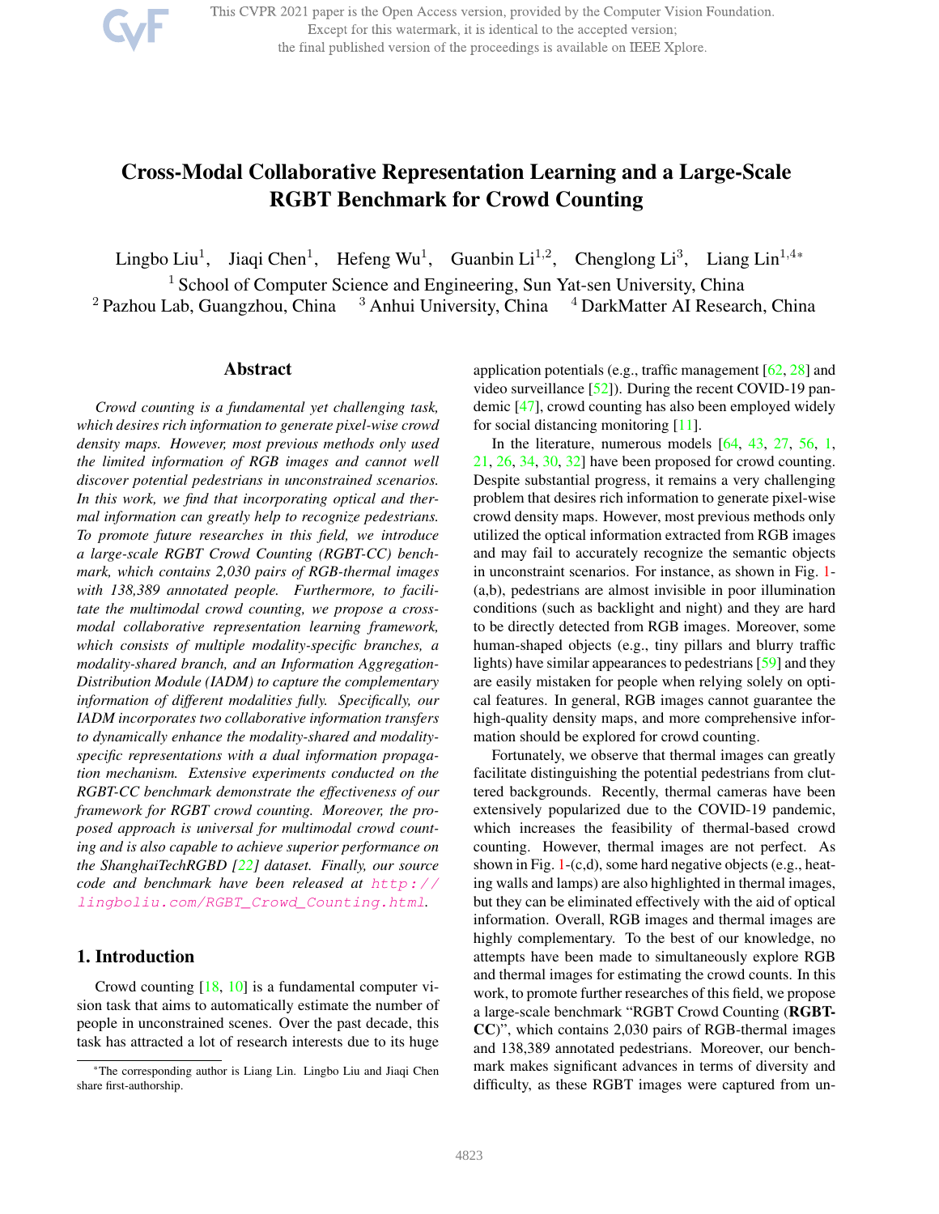# Cross-Modal Collaborative Representation Learning and a Large-Scale RGBT Benchmark for Crowd Counting

Lingbo Liu[1], Jiaqi Chen[1], Hefeng Wu[1], Guanbin Li[1,2], Chenglong Li[3], Liang Lin[1,4*]

[1] School of Computer Science and Engineering, Sun Yat-sen University, China
[2] Pazhou Lab, Guangzhou, China [3] Anhui University, China [4] DarkMatter AI Research, China

## Abstract

*Crowd counting is a fundamental yet challenging task, which desires rich information to generate pixel-wise crowd density maps. However, most previous methods only used the limited information of RGB images and cannot well discover potential pedestrians in unconstrained scenarios. In this work, we find that incorporating optical and thermal information can greatly help to recognize pedestrians. To promote future researches in this field, we introduce a large-scale RGBT Crowd Counting (RGBT-CC) benchmark, which contains 2,030 pairs of RGB-thermal images with 138,389 annotated people. Furthermore, to facilitate the multimodal crowd counting, we propose a cross-modal collaborative representation learning framework, which consists of multiple modality-specific branches, a modality-shared branch, and an Information Aggregation-Distribution Module (IADM) to capture the complementary information of different modalities fully. Specifically, our IADM incorporates two collaborative information transfers to dynamically enhance the modality-shared and modality-specific representations with a dual information propagation mechanism. Extensive experiments conducted on the RGBT-CC benchmark demonstrate the effectiveness of our framework for RGBT crowd counting. Moreover, the proposed approach is universal for multimodal crowd counting and is also capable to achieve superior performance on the ShanghaiTechRGBD [22] dataset. Finally, our source code and benchmark have been released at http://lingboliu.com/RGBT_Crowd_Counting.html.*

## 1. Introduction

Crowd counting [18, 10] is a fundamental computer vision task that aims to automatically estimate the number of people in unconstrained scenes. Over the past decade, this task has attracted a lot of research interests due to its huge application potentials (e.g., traffic management [62, 28] and video surveillance [52]). During the recent COVID-19 pandemic [47], crowd counting has also been employed widely for social distancing monitoring [11].

In the literature, numerous models [64, 43, 27, 56, 1, 21, 26, 34, 30, 32] have been proposed for crowd counting. Despite substantial progress, it remains a very challenging problem that desires rich information to generate pixel-wise crowd density maps. However, most previous methods only utilized the optical information extracted from RGB images and may fail to accurately recognize the semantic objects in unconstraint scenarios. For instance, as shown in Fig. 1-(a,b), pedestrians are almost invisible in poor illumination conditions (such as backlight and night) and they are hard to be directly detected from RGB images. Moreover, some human-shaped objects (e.g., tiny pillars and blurry traffic lights) have similar appearances to pedestrians [59] and they are easily mistaken for people when relying solely on optical features. In general, RGB images cannot guarantee the high-quality density maps, and more comprehensive information should be explored for crowd counting.

Fortunately, we observe that thermal images can greatly facilitate distinguishing the potential pedestrians from cluttered backgrounds. Recently, thermal cameras have been extensively popularized due to the COVID-19 pandemic, which increases the feasibility of thermal-based crowd counting. However, thermal images are not perfect. As shown in Fig. 1-(c,d), some hard negative objects (e.g., heating walls and lamps) are also highlighted in thermal images, but they can be eliminated effectively with the aid of optical information. Overall, RGB images and thermal images are highly complementary. To the best of our knowledge, no attempts have been made to simultaneously explore RGB and thermal images for estimating the crowd counts. In this work, to promote further researches of this field, we propose a large-scale benchmark "RGBT Crowd Counting (**RGBT-CC**)", which contains 2,030 pairs of RGB-thermal images and 138,389 annotated pedestrians. Moreover, our benchmark makes significant advances in terms of diversity and difficulty, as these RGBT images were captured from un-

*The corresponding author is Liang Lin. Lingbo Liu and Jiaqi Chen share first-authorship.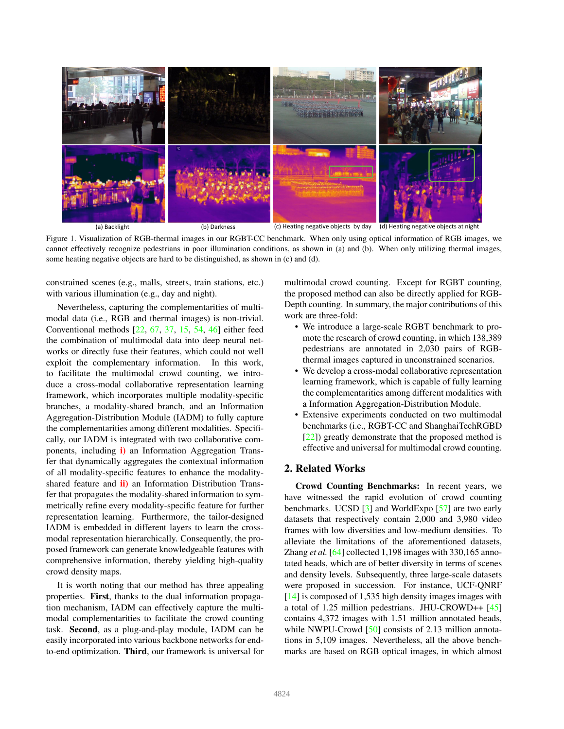(a) Backlight (b) Darkness (c) Heating negative objects by day (d) Heating negative objects at night

Figure 1. Visualization of RGB-thermal images in our RGBT-CC benchmark. When only using optical information of RGB images, we cannot effectively recognize pedestrians in poor illumination conditions, as shown in (a) and (b). When only utilizing thermal images, some heating negative objects are hard to be distinguished, as shown in (c) and (d).

constrained scenes (e.g., malls, streets, train stations, etc.) with various illumination (e.g., day and night).

Nevertheless, capturing the complementarities of multimodal data (i.e., RGB and thermal images) is non-trivial. Conventional methods [22, 67, 37, 15, 54, 46] either feed the combination of multimodal data into deep neural networks or directly fuse their features, which could not well exploit the complementary information. In this work, to facilitate the multimodal crowd counting, we introduce a cross-modal collaborative representation learning framework, which incorporates multiple modality-specific branches, a modality-shared branch, and an Information Aggregation-Distribution Module (IADM) to fully capture the complementarities among different modalities. Specifically, our IADM is integrated with two collaborative components, including **i)** an Information Aggregation Transfer that dynamically aggregates the contextual information of all modality-specific features to enhance the modality-shared feature and **ii)** an Information Distribution Transfer that propagates the modality-shared information to symmetrically refine every modality-specific feature for further representation learning. Furthermore, the tailor-designed IADM is embedded in different layers to learn the cross-modal representation hierarchically. Consequently, the proposed framework can generate knowledgeable features with comprehensive information, thereby yielding high-quality crowd density maps.

It is worth noting that our method has three appealing properties. **First**, thanks to the dual information propagation mechanism, IADM can effectively capture the multimodal complementarities to facilitate the crowd counting task. **Second**, as a plug-and-play module, IADM can be easily incorporated into various backbone networks for end-to-end optimization. **Third**, our framework is universal for multimodal crowd counting. Except for RGBT counting, the proposed method can also be directly applied for RGB-Depth counting. In summary, the major contributions of this work are three-fold:

- We introduce a large-scale RGBT benchmark to promote the research of crowd counting, in which 138,389 pedestrians are annotated in 2,030 pairs of RGB-thermal images captured in unconstrained scenarios.
- We develop a cross-modal collaborative representation learning framework, which is capable of fully learning the complementarities among different modalities with a Information Aggregation-Distribution Module.
- Extensive experiments conducted on two multimodal benchmarks (i.e., RGBT-CC and ShanghaiTechRGBD [22]) greatly demonstrate that the proposed method is effective and universal for multimodal crowd counting.

## 2. Related Works

**Crowd Counting Benchmarks:** In recent years, we have witnessed the rapid evolution of crowd counting benchmarks. UCSD [3] and WorldExpo [57] are two early datasets that respectively contain 2,000 and 3,980 video frames with low diversities and low-medium densities. To alleviate the limitations of the aforementioned datasets, Zhang *et al.* [64] collected 1,198 images with 330,165 annotated heads, which are of better diversity in terms of scenes and density levels. Subsequently, three large-scale datasets were proposed in succession. For instance, UCF-QNRF [14] is composed of 1,535 high density images images with a total of 1.25 million pedestrians. JHU-CROWD++ [45] contains 4,372 images with 1.51 million annotated heads, while NWPU-Crowd [50] consists of 2.13 million annotations in 5,109 images. Nevertheless, all the above benchmarks are based on RGB optical images, in which almost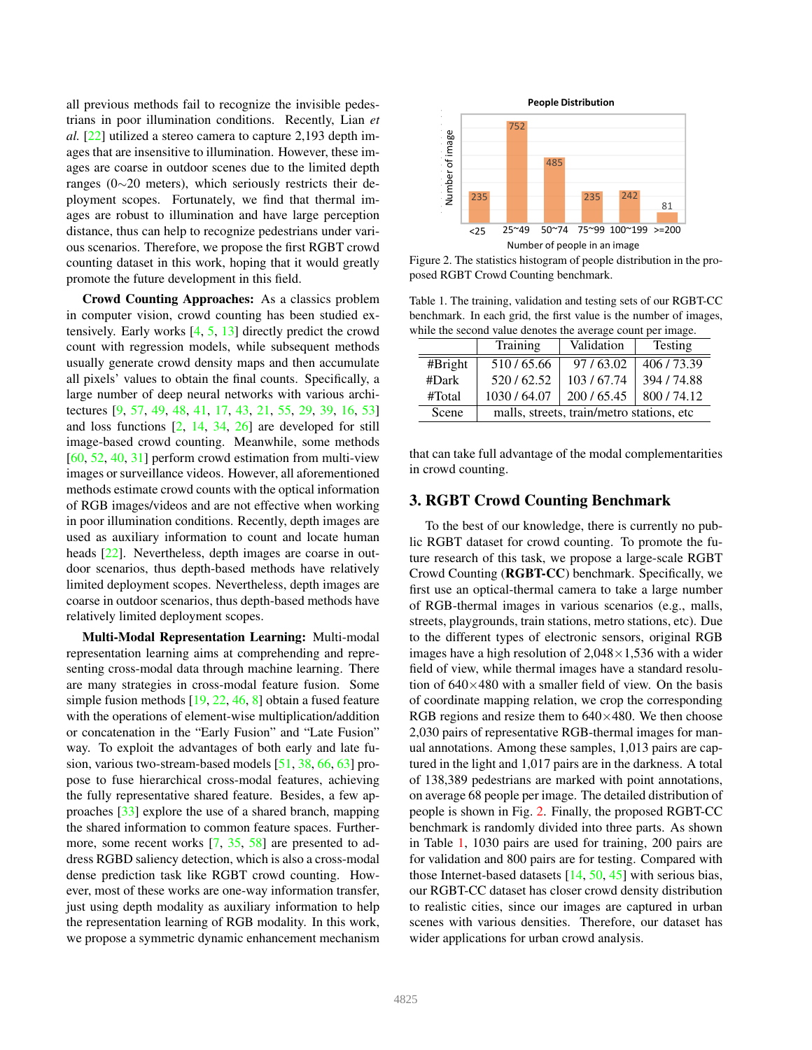all previous methods fail to recognize the invisible pedestrians in poor illumination conditions. Recently, Lian *et al.* [22] utilized a stereo camera to capture 2,193 depth images that are insensitive to illumination. However, these images are coarse in outdoor scenes due to the limited depth ranges (0∼20 meters), which seriously restricts their deployment scopes. Fortunately, we find that thermal images are robust to illumination and have large perception distance, thus can help to recognize pedestrians under various scenarios. Therefore, we propose the first RGBT crowd counting dataset in this work, hoping that it would greatly promote the future development in this field.

**Crowd Counting Approaches:** As a classics problem in computer vision, crowd counting has been studied extensively. Early works [4, 5, 13] directly predict the crowd count with regression models, while subsequent methods usually generate crowd density maps and then accumulate all pixels' values to obtain the final counts. Specifically, a large number of deep neural networks with various architectures [9, 57, 49, 48, 41, 17, 43, 21, 55, 29, 39, 16, 53] and loss functions [2, 14, 34, 26] are developed for still image-based crowd counting. Meanwhile, some methods [60, 52, 40, 31] perform crowd estimation from multi-view images or surveillance videos. However, all aforementioned methods estimate crowd counts with the optical information of RGB images/videos and are not effective when working in poor illumination conditions. Recently, depth images are used as auxiliary information to count and locate human heads [22]. Nevertheless, depth images are coarse in outdoor scenarios, thus depth-based methods have relatively limited deployment scopes. Nevertheless, depth images are coarse in outdoor scenarios, thus depth-based methods have relatively limited deployment scopes.

**Multi-Modal Representation Learning:** Multi-modal representation learning aims at comprehending and representing cross-modal data through machine learning. There are many strategies in cross-modal feature fusion. Some simple fusion methods [19, 22, 46, 8] obtain a fused feature with the operations of element-wise multiplication/addition or concatenation in the "Early Fusion" or "Late Fusion" way. To exploit the advantages of both early and late fusion, various two-stream-based models [51, 38, 66, 63] propose to fuse hierarchical cross-modal features, achieving the fully representative shared feature. Besides, a few approaches [33] explore the use of a shared branch, mapping the shared information to common feature spaces. Furthermore, some recent works [7, 35, 58] are presented to address RGBD saliency detection, which is also a cross-modal dense prediction task like RGBT crowd counting. However, most of these works are one-way information transfer, just using depth modality as auxiliary information to help the representation learning of RGB modality. In this work, we propose a symmetric dynamic enhancement mechanism

Figure 2. The statistics histogram of people distribution in the proposed RGBT Crowd Counting benchmark.

Table 1. The training, validation and testing sets of our RGBT-CC benchmark. In each grid, the first value is the number of images, while the second value denotes the average count per image.

| | Training | Validation | Testing |
|---|---|---|---|
| #Bright | 510 / 65.66 | 97 / 63.02 | 406 / 73.39 |
| #Dark | 520 / 62.52 | 103 / 67.74 | 394 / 74.88 |
| #Total | 1030 / 64.07 | 200 / 65.45 | 800 / 74.12 |
| Scene | malls, streets, train/metro stations, etc | | |

that can take full advantage of the modal complementarities in crowd counting.

## 3. RGBT Crowd Counting Benchmark

To the best of our knowledge, there is currently no public RGBT dataset for crowd counting. To promote the future research of this task, we propose a large-scale RGBT Crowd Counting (**RGBT-CC**) benchmark. Specifically, we first use an optical-thermal camera to take a large number of RGB-thermal images in various scenarios (e.g., malls, streets, playgrounds, train stations, metro stations, etc). Due to the different types of electronic sensors, original RGB images have a high resolution of 2,048×1,536 with a wider field of view, while thermal images have a standard resolution of 640×480 with a smaller field of view. On the basis of coordinate mapping relation, we crop the corresponding RGB regions and resize them to 640×480. We then choose 2,030 pairs of representative RGB-thermal images for manual annotations. Among these samples, 1,013 pairs are captured in the light and 1,017 pairs are in the darkness. A total of 138,389 pedestrians are marked with point annotations, on average 68 people per image. The detailed distribution of people is shown in Fig. 2. Finally, the proposed RGBT-CC benchmark is randomly divided into three parts. As shown in Table 1, 1030 pairs are used for training, 200 pairs are for validation and 800 pairs are for testing. Compared with those Internet-based datasets [14, 50, 45] with serious bias, our RGBT-CC dataset has closer crowd density distribution to realistic cities, since our images are captured in urban scenes with various densities. Therefore, our dataset has wider applications for urban crowd analysis.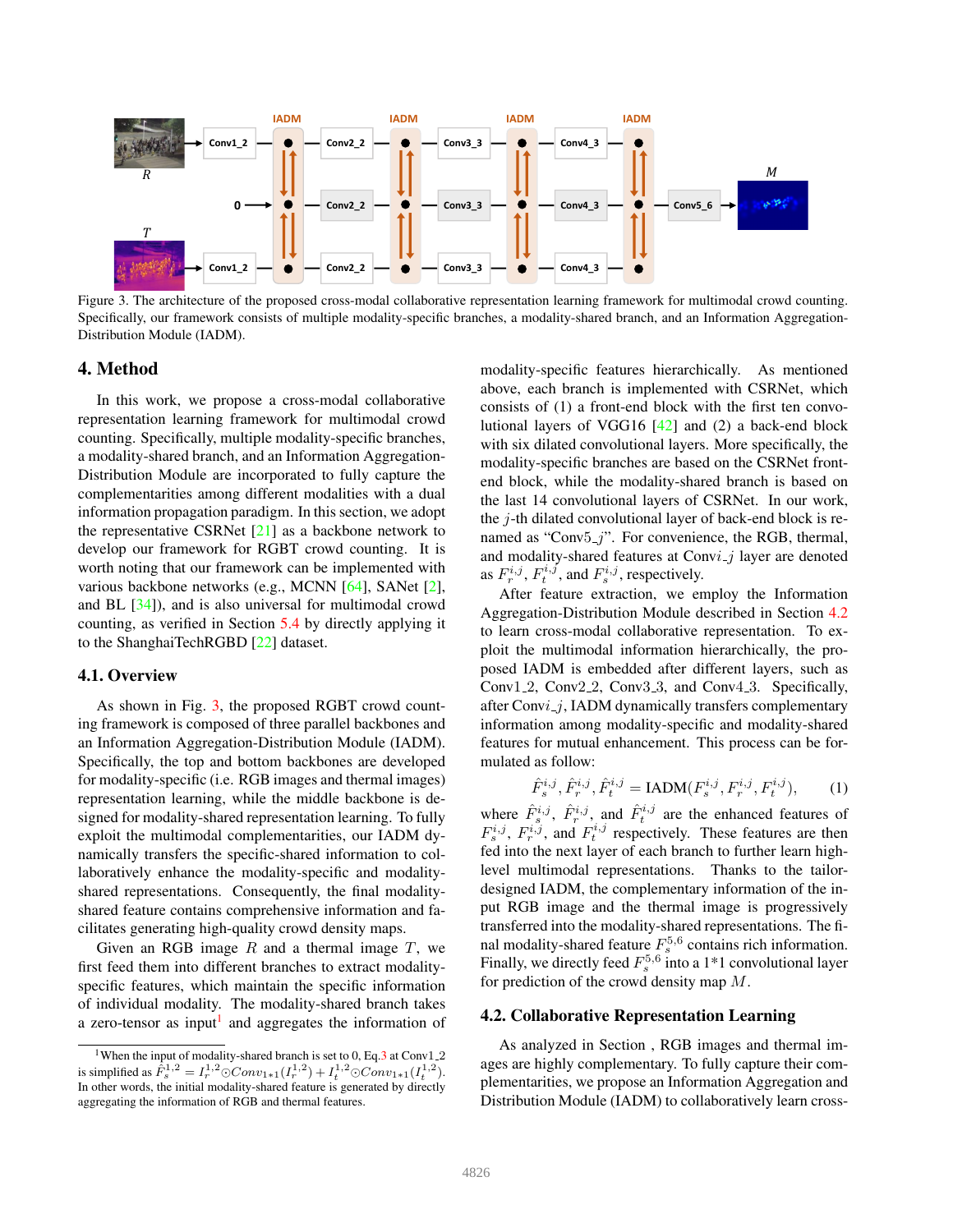Figure 3. The architecture of the proposed cross-modal collaborative representation learning framework for multimodal crowd counting. Specifically, our framework consists of multiple modality-specific branches, a modality-shared branch, and an Information Aggregation-Distribution Module (IADM).

## 4. Method

In this work, we propose a cross-modal collaborative representation learning framework for multimodal crowd counting. Specifically, multiple modality-specific branches, a modality-shared branch, and an Information Aggregation-Distribution Module are incorporated to fully capture the complementarities among different modalities with a dual information propagation paradigm. In this section, we adopt the representative CSRNet [21] as a backbone network to develop our framework for RGBT crowd counting. It is worth noting that our framework can be implemented with various backbone networks (e.g., MCNN [64], SANet [2], and BL [34]), and is also universal for multimodal crowd counting, as verified in Section 5.4 by directly applying it to the ShanghaiTechRGBD [22] dataset.

### 4.1. Overview

As shown in Fig. 3, the proposed RGBT crowd counting framework is composed of three parallel backbones and an Information Aggregation-Distribution Module (IADM). Specifically, the top and bottom backbones are developed for modality-specific (i.e. RGB images and thermal images) representation learning, while the middle backbone is designed for modality-shared representation learning. To fully exploit the multimodal complementarities, our IADM dynamically transfers the specific-shared information to collaboratively enhance the modality-specific and modality-shared representations. Consequently, the final modality-shared feature contains comprehensive information and facilitates generating high-quality crowd density maps.

Given an RGB image $R$ and a thermal image $T$, we first feed them into different branches to extract modality-specific features, which maintain the specific information of individual modality. The modality-shared branch takes a zero-tensor as input[1] and aggregates the information of modality-specific features hierarchically. As mentioned above, each branch is implemented with CSRNet, which consists of (1) a front-end block with the first ten convolutional layers of VGG16 [42] and (2) a back-end block with six dilated convolutional layers. More specifically, the modality-specific branches are based on the CSRNet front-end block, while the modality-shared branch is based on the last 14 convolutional layers of CSRNet. In our work, the $j$-th dilated convolutional layer of back-end block is renamed as "Conv5_$j$". For convenience, the RGB, thermal, and modality-shared features at Conv$i$_$j$ layer are denoted as $F_r^{i,j}$, $F_t^{i,j}$, and $F_s^{i,j}$, respectively.

After feature extraction, we employ the Information Aggregation-Distribution Module described in Section 4.2 to learn cross-modal collaborative representation. To exploit the multimodal information hierarchically, the proposed IADM is embedded after different layers, such as Conv1_2, Conv2_2, Conv3_3, and Conv4_3. Specifically, after Conv$i$_$j$, IADM dynamically transfers complementary information among modality-specific and modality-shared features for mutual enhancement. This process can be formulated as follow:

$$\hat{F}_s^{i,j}, \hat{F}_r^{i,j}, \hat{F}_t^{i,j} = \text{IADM}(F_s^{i,j}, F_r^{i,j}, F_t^{i,j}), \tag{1}$$

where $\hat{F}_s^{i,j}$, $\hat{F}_r^{i,j}$, and $\hat{F}_t^{i,j}$ are the enhanced features of $F_s^{i,j}$, $F_r^{i,j}$, and $F_t^{i,j}$ respectively. These features are then fed into the next layer of each branch to further learn high-level multimodal representations. Thanks to the tailor-designed IADM, the complementary information of the input RGB image and the thermal image is progressively transferred into the modality-shared representations. The final modality-shared feature $F_s^{5,6}$ contains rich information. Finally, we directly feed $F_s^{5,6}$ into a 1*1 convolutional layer for prediction of the crowd density map $M$.

### 4.2. Collaborative Representation Learning

As analyzed in Section , RGB images and thermal images are highly complementary. To fully capture the complementarities, we propose an Information Aggregation and Distribution Module (IADM) to collaboratively learn cross-

[1] When the input of modality-shared branch is set to 0, Eq.3 at Conv1_2 is simplified as $\hat{F}_s^{1,2} = I_r^{1,2} \odot Conv_{1*1}(I_r^{1,2}) + I_t^{1,2} \odot Conv_{1*1}(I_t^{1,2})$. In other words, the initial modality-shared feature is generated by directly aggregating the information of RGB and thermal features.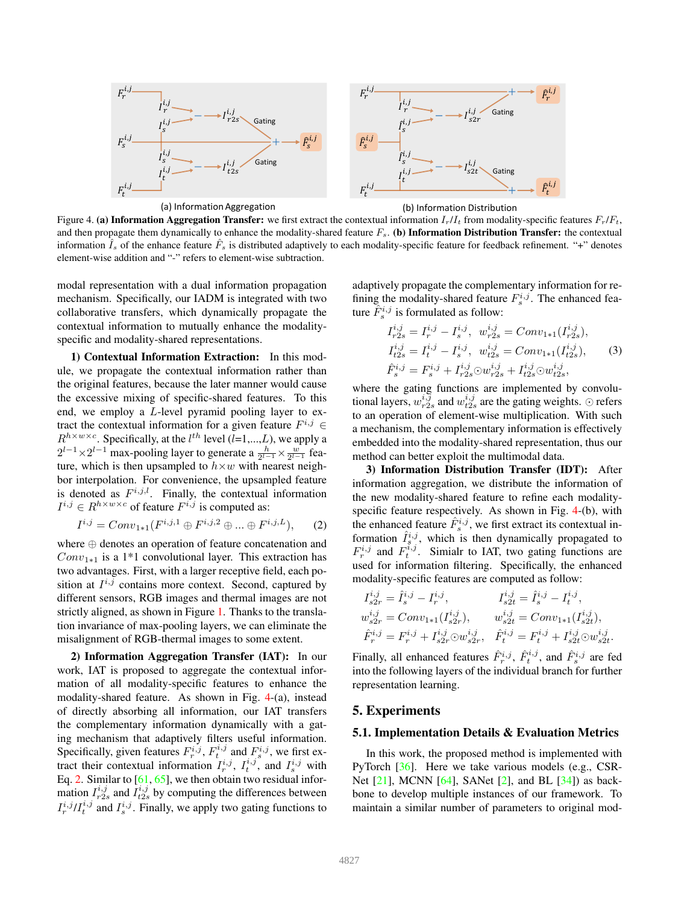Figure 4. **(a) Information Aggregation Transfer:** we first extract the contextual information $I_r/I_t$ from modality-specific features $F_r/F_t$, and then propagate them dynamically to enhance the modality-shared feature $F_s$. **(b) Information Distribution Transfer:** the contextual information $\hat{I}_s$ of the enhance feature $\hat{F}_s$ is distributed adaptively to each modality-specific feature for feedback refinement. "+" denotes element-wise addition and "-" refers to element-wise subtraction.

modal representation with a dual information propagation mechanism. Specifically, our IADM is integrated with two collaborative transfers, which dynamically propagate the contextual information to mutually enhance the modality-specific and modality-shared representations.

**1) Contextual Information Extraction:** In this module, we propagate the contextual information rather than the original features, because the later manner would cause the excessive mixing of specific-shared features. To this end, we employ a $L$-level pyramid pooling layer to extract the contextual information for a given feature $F^{i,j} \in R^{h \times w \times c}$. Specifically, at the $l^{th}$ level ($l$=1,...,$L$), we apply a $2^{l-1} \times 2^{l-1}$ max-pooling layer to generate a $\frac{h}{2^{l-1}} \times \frac{w}{2^{l-1}}$ feature, which is then upsampled to $h \times w$ with nearest neighbor interpolation. For convenience, the upsampled feature is denoted as $F^{i,j,l}$. Finally, the contextual information $I^{i,j} \in R^{h \times w \times c}$ of feature $F^{i,j}$ is computed as:

$$I^{i,j} = Conv_{1*1}(F^{i,j,1} \oplus F^{i,j,2} \oplus ... \oplus F^{i,j,L}), \tag{2}$$

where $\oplus$ denotes an operation of feature concatenation and $Conv_{1*1}$ is a 1\*1 convolutional layer. This extraction has two advantages. First, with a larger receptive field, each position at $I^{i,j}$ contains more context. Second, captured by different sensors, RGB images and thermal images are not strictly aligned, as shown in Figure 1. Thanks to the translation invariance of max-pooling layers, we can eliminate the misalignment of RGB-thermal images to some extent.

**2) Information Aggregation Transfer (IAT):** In our work, IAT is proposed to aggregate the contextual information of all modality-specific features to enhance the modality-shared feature. As shown in Fig. 4-(a), instead of directly absorbing all information, our IAT transfers the complementary information dynamically with a gating mechanism that adaptively filters useful information. Specifically, given features $F_r^{i,j}$, $F_t^{i,j}$ and $F_s^{i,j}$, we first extract their contextual information $I_r^{i,j}$, $I_t^{i,j}$, and $I_s^{i,j}$ with Eq. 2. Similar to [61, 65], we then obtain two residual information $I_{r2s}^{i,j}$ and $I_{t2s}^{i,j}$ by computing the differences between $I_r^{i,j}/I_t^{i,j}$ and $I_s^{i,j}$. Finally, we apply two gating functions to adaptively propagate the complementary information for refining the modality-shared feature $F_s^{i,j}$. The enhanced feature $\hat{F}_s^{i,j}$ is formulated as follow:

$$\begin{aligned} I_{r2s}^{i,j} &= I_r^{i,j} - I_s^{i,j}, \ \ w_{r2s}^{i,j} = Conv_{1*1}(I_{r2s}^{i,j}), \\ I_{t2s}^{i,j} &= I_t^{i,j} - I_s^{i,j}, \ \ w_{t2s}^{i,j} = Conv_{1*1}(I_{t2s}^{i,j}), \\ \hat{F}_s^{i,j} &= F_s^{i,j} + I_{r2s}^{i,j} \odot w_{r2s}^{i,j} + I_{t2s}^{i,j} \odot w_{t2s}^{i,j}, \end{aligned} \tag{3}$$

where the gating functions are implemented by convolutional layers, $w_{r2s}^{i,j}$ and $w_{t2s}^{i,j}$ are the gating weights. $\odot$ refers to an operation of element-wise multiplication. With such a mechanism, the complementary information is effectively embedded into the modality-shared representation, thus our method can better exploit the multimodal data.

**3) Information Distribution Transfer (IDT):** After information aggregation, we distribute the information of the new modality-shared feature to refine each modality-specific feature respectively. As shown in Fig. 4-(b), with the enhanced feature $\hat{F}_s^{i,j}$, we first extract its contextual information $\hat{I}_s^{i,j}$, which is then dynamically propagated to $F_r^{i,j}$ and $F_t^{i,j}$. Similar to IAT, two gating functions are used for information filtering. Specifically, the enhanced modality-specific features are computed as follow:

$$\begin{aligned} I_{s2r}^{i,j} &= \hat{I}_s^{i,j} - I_r^{i,j}, & I_{s2t}^{i,j} &= \hat{I}_s^{i,j} - I_t^{i,j}, \\ w_{s2r}^{i,j} &= Conv_{1*1}(I_{s2r}^{i,j}), & w_{s2t}^{i,j} &= Conv_{1*1}(I_{s2t}^{i,j}), \\ \hat{F}_r^{i,j} &= F_r^{i,j} + I_{s2r}^{i,j} \odot w_{s2r}^{i,j}, & \hat{F}_t^{i,j} &= F_t^{i,j} + I_{s2t}^{i,j} \odot w_{s2t}^{i,j}. \end{aligned}$$

Finally, all enhanced features $\hat{F}_r^{i,j}$, $\hat{F}_t^{i,j}$, and $\hat{F}_s^{i,j}$ are fed into the following layers of the individual branch for further representation learning.

# 5. Experiments

## 5.1. Implementation Details & Evaluation Metrics

In this work, the proposed method is implemented with PyTorch [36]. Here we take various models (e.g., CSRNet [21], MCNN [64], SANet [2], and BL [34]) as backbone to develop multiple instances of our framework. To maintain a similar number of parameters to original mod-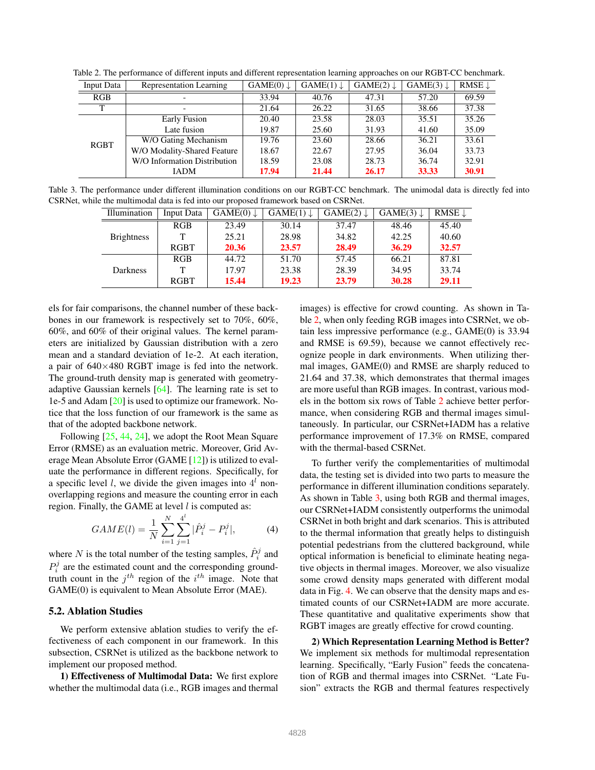Table 2. The performance of different inputs and different representation learning approaches on our RGBT-CC benchmark.

| Input Data | Representation Learning | GAME(0) ↓ | GAME(1) ↓ | GAME(2) ↓ | GAME(3) ↓ | RMSE ↓ |
|---|---|---|---|---|---|---|
| RGB | - | 33.94 | 40.76 | 47.31 | 57.20 | 69.59 |
| T | - | 21.64 | 26.22 | 31.65 | 38.66 | 37.38 |
| RGBT | Early Fusion | 20.40 | 23.58 | 28.03 | 35.51 | 35.26 |
| | Late fusion | 19.87 | 25.60 | 31.93 | 41.60 | 35.09 |
| | W/O Gating Mechanism | 19.76 | 23.60 | 28.66 | 36.21 | 33.61 |
| | W/O Modality-Shared Feature | 18.67 | 22.67 | 27.95 | 36.04 | 33.73 |
| | W/O Information Distribution | 18.59 | 23.08 | 28.73 | 36.74 | 32.91 |
| | IADM | **17.94** | **21.44** | **26.17** | **33.33** | **30.91** |

Table 3. The performance under different illumination conditions on our RGBT-CC benchmark. The unimodal data is directly fed into CSRNet, while the multimodal data is fed into our proposed framework based on CSRNet.

| Illumination | Input Data | GAME(0) ↓ | GAME(1) ↓ | GAME(2) ↓ | GAME(3) ↓ | RMSE ↓ |
|---|---|---|---|---|---|---|
| Brightness | RGB | 23.49 | 30.14 | 37.47 | 48.46 | 45.40 |
| | T | 25.21 | 28.98 | 34.82 | 42.25 | 40.60 |
| | RGBT | **20.36** | **23.57** | **28.49** | **36.29** | **32.57** |
| Darkness | RGB | 44.72 | 51.70 | 57.45 | 66.21 | 87.81 |
| | T | 17.97 | 23.38 | 28.39 | 34.95 | 33.74 |
| | RGBT | **15.44** | **19.23** | **23.79** | **30.28** | **29.11** |

els for fair comparisons, the channel number of these backbones in our framework is respectively set to 70%, 60%, 60%, and 60% of their original values. The kernel parameters are initialized by Gaussian distribution with a zero mean and a standard deviation of 1e-2. At each iteration, a pair of 640×480 RGBT image is fed into the network. The ground-truth density map is generated with geometry-adaptive Gaussian kernels [64]. The learning rate is set to 1e-5 and Adam [20] is used to optimize our framework. Notice that the loss function of our framework is the same as that of the adopted backbone network.

Following [25, 44, 24], we adopt the Root Mean Square Error (RMSE) as an evaluation metric. Moreover, Grid Average Mean Absolute Error (GAME [12]) is utilized to evaluate the performance in different regions. Specifically, for a specific level $l$, we divide the given images into $4^l$ non-overlapping regions and measure the counting error in each region. Finally, the GAME at level $l$ is computed as:

$$GAME(l) = \frac{1}{N}\sum_{i=1}^{N}\sum_{j=1}^{4^l}|\hat{P}_i^j - P_i^j|, \tag{4}$$

where $N$ is the total number of the testing samples, $\hat{P}_i^j$ and $P_i^j$ are the estimated count and the corresponding ground-truth count in the $j^{th}$ region of the $i^{th}$ image. Note that GAME(0) is equivalent to Mean Absolute Error (MAE).

## 5.2. Ablation Studies

We perform extensive ablation studies to verify the effectiveness of each component in our framework. In this subsection, CSRNet is utilized as the backbone network to implement our proposed method.

**1) Effectiveness of Multimodal Data:** We first explore whether the multimodal data (i.e., RGB images and thermal images) is effective for crowd counting. As shown in Table 2, when only feeding RGB images into CSRNet, we obtain less impressive performance (e.g., GAME(0) is 33.94 and RMSE is 69.59), because we cannot effectively recognize people in dark environments. When utilizing thermal images, GAME(0) and RMSE are sharply reduced to 21.64 and 37.38, which demonstrates that thermal images are more useful than RGB images. In contrast, various models in the bottom six rows of Table 2 achieve better performance, when considering RGB and thermal images simultaneously. In particular, our CSRNet+IADM has a relative performance improvement of 17.3% on RMSE, compared with the thermal-based CSRNet.

To further verify the complementarities of multimodal data, the testing set is divided into two parts to measure the performance in different illumination conditions separately. As shown in Table 3, using both RGB and thermal images, our CSRNet+IADM consistently outperforms the unimodal CSRNet in both bright and dark scenarios. This is attributed to the thermal information that greatly helps to distinguish potential pedestrians from the cluttered background, while optical information is beneficial to eliminate heating negative objects in thermal images. Moreover, we also visualize some crowd density maps generated with different modal data in Fig. 4. We can observe that the density maps and estimated counts of our CSRNet+IADM are more accurate. These quantitative and qualitative experiments show that RGBT images are greatly effective for crowd counting.

**2) Which Representation Learning Method is Better?** We implement six methods for multimodal representation learning. Specifically, "Early Fusion" feeds the concatenation of RGB and thermal images into CSRNet. "Late Fusion" extracts the RGB and thermal features respectively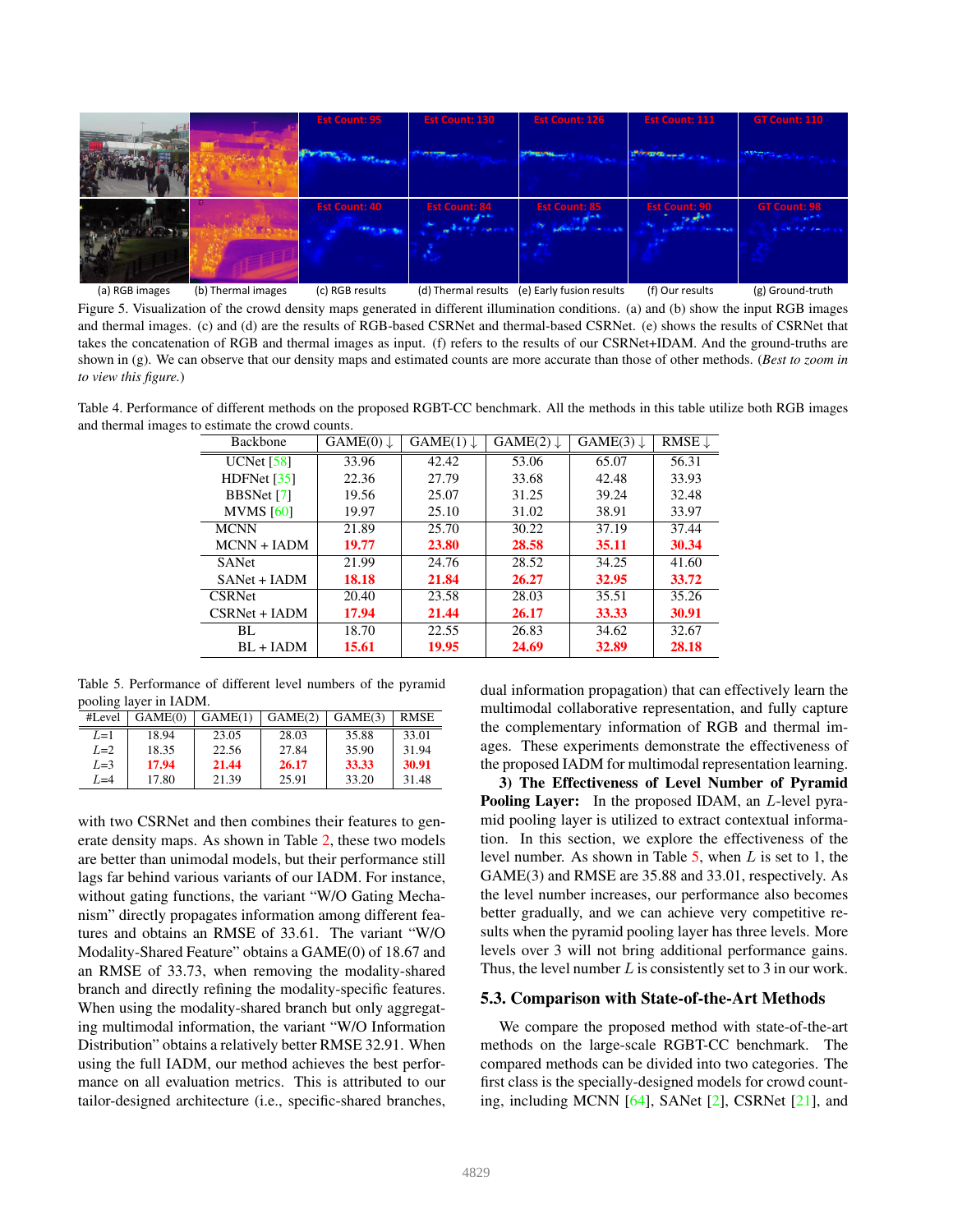Figure 5. Visualization of the crowd density maps generated in different illumination conditions. (a) and (b) show the input RGB images and thermal images. (c) and (d) are the results of RGB-based CSRNet and thermal-based CSRNet. (e) shows the results of CSRNet that takes the concatenation of RGB and thermal images as input. (f) refers to the results of our CSRNet+IADM. And the ground-truths are shown in (g). We can observe that our density maps and estimated counts are more accurate than those of other methods. (*Best to zoom in to view this figure.*)

Table 4. Performance of different methods on the proposed RGBT-CC benchmark. All the methods in this table utilize both RGB images and thermal images to estimate the crowd counts.

| Backbone | GAME(0) ↓ | GAME(1) ↓ | GAME(2) ↓ | GAME(3) ↓ | RMSE ↓ |
|---|---|---|---|---|---|
| UCNet [58] | 33.96 | 42.42 | 53.06 | 65.07 | 56.31 |
| HDFNet [35] | 22.36 | 27.79 | 33.68 | 42.48 | 33.93 |
| BBSNet [7] | 19.56 | 25.07 | 31.25 | 39.24 | 32.48 |
| MVMS [60] | 19.97 | 25.10 | 31.02 | 38.91 | 33.97 |
| MCNN | 21.89 | 25.70 | 30.22 | 37.19 | 37.44 |
| MCNN + IADM | **19.77** | **23.80** | **28.58** | **35.11** | **30.34** |
| SANet | 21.99 | 24.76 | 28.52 | 34.25 | 41.60 |
| SANet + IADM | **18.18** | **21.84** | **26.27** | **32.95** | **33.72** |
| CSRNet | 20.40 | 23.58 | 28.03 | 35.51 | 35.26 |
| CSRNet + IADM | **17.94** | **21.44** | **26.17** | **33.33** | **30.91** |
| BL | 18.70 | 22.55 | 26.83 | 34.62 | 32.67 |
| BL + IADM | **15.61** | **19.95** | **24.69** | **32.89** | **28.18** |

Table 5. Performance of different level numbers of the pyramid pooling layer in IADM.

| #Level | GAME(0) | GAME(1) | GAME(2) | GAME(3) | RMSE |
|---|---|---|---|---|---|
| $L$=1 | 18.94 | 23.05 | 28.03 | 35.88 | 33.01 |
| $L$=2 | 18.35 | 22.56 | 27.84 | 35.90 | 31.94 |
| $L$=3 | **17.94** | **21.44** | **26.17** | **33.33** | **30.91** |
| $L$=4 | 17.80 | 21.39 | 25.91 | 33.20 | 31.48 |

with two CSRNet and then combines their features to generate density maps. As shown in Table 2, these two models are better than unimodal models, but their performance still lags far behind various variants of our IADM. For instance, without gating functions, the variant "W/O Gating Mechanism" directly propagates information among different features and obtains an RMSE of 33.61. The variant "W/O Modality-Shared Feature" obtains a GAME(0) of 18.67 and an RMSE of 33.73, when removing the modality-shared branch and directly refining the modality-specific features. When using the modality-shared branch but only aggregating multimodal information, the variant "W/O Information Distribution" obtains a relatively better RMSE 32.91. When using the full IADM, our method achieves the best performance on all evaluation metrics. This is attributed to our tailor-designed architecture (i.e., specific-shared branches, dual information propagation) that can effectively learn the multimodal collaborative representation, and fully capture the complementary information of RGB and thermal images. These experiments demonstrate the effectiveness of the proposed IADM for multimodal representation learning.

**3) The Effectiveness of Level Number of Pyramid Pooling Layer:** In the proposed IDAM, an $L$-level pyramid pooling layer is utilized to extract contextual information. In this section, we explore the effectiveness of the level number. As shown in Table 5, when $L$ is set to 1, the GAME(3) and RMSE are 35.88 and 33.01, respectively. As the level number increases, our performance also becomes better gradually, and we can achieve very competitive results when the pyramid pooling layer has three levels. More levels over 3 will not bring additional performance gains. Thus, the level number $L$ is consistently set to 3 in our work.

### 5.3. Comparison with State-of-the-Art Methods

We compare the proposed method with state-of-the-art methods on the large-scale RGBT-CC benchmark. The compared methods can be divided into two categories. The first class is the specially-designed models for crowd counting, including MCNN [64], SANet [2], CSRNet [21], and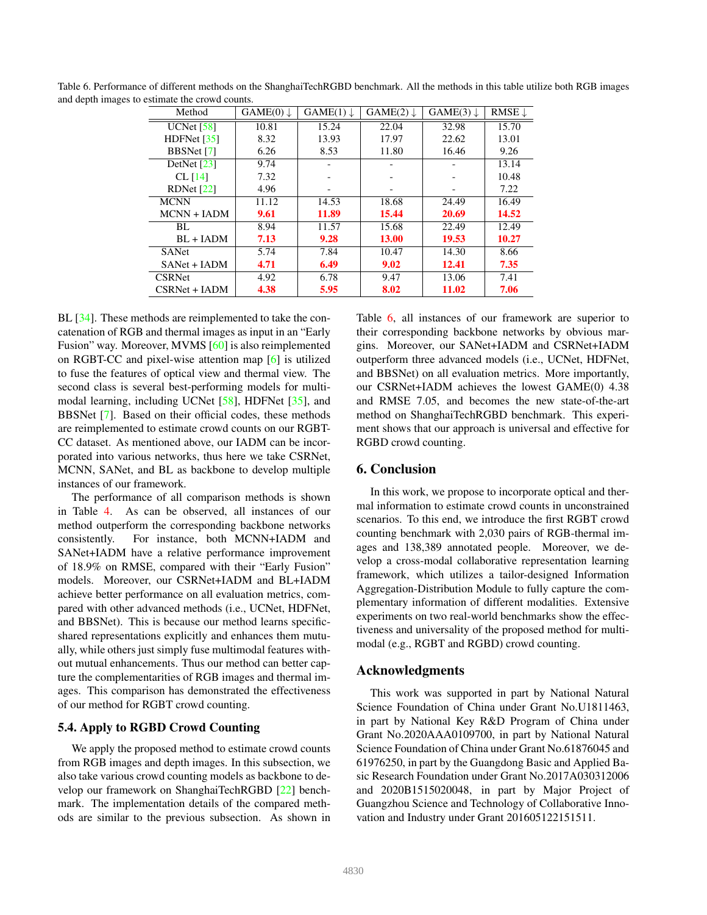Table 6. Performance of different methods on the ShanghaiTechRGBD benchmark. All the methods in this table utilize both RGB images and depth images to estimate the crowd counts.

| Method | GAME(0) ↓ | GAME(1) ↓ | GAME(2) ↓ | GAME(3) ↓ | RMSE ↓ |
|---|---|---|---|---|---|
| UCNet [58] | 10.81 | 15.24 | 22.04 | 32.98 | 15.70 |
| HDFNet [35] | 8.32 | 13.93 | 17.97 | 22.62 | 13.01 |
| BBSNet [7] | 6.26 | 8.53 | 11.80 | 16.46 | 9.26 |
| DetNet [23] | 9.74 | - | - | - | 13.14 |
| CL [14] | 7.32 | - | - | - | 10.48 |
| RDNet [22] | 4.96 | - | - | - | 7.22 |
| MCNN | 11.12 | 14.53 | 18.68 | 24.49 | 16.49 |
| MCNN + IADM | **9.61** | **11.89** | **15.44** | **20.69** | **14.52** |
| BL | 8.94 | 11.57 | 15.68 | 22.49 | 12.49 |
| BL + IADM | **7.13** | **9.28** | **13.00** | **19.53** | **10.27** |
| SANet | 5.74 | 7.84 | 10.47 | 14.30 | 8.66 |
| SANet + IADM | **4.71** | **6.49** | **9.02** | **12.41** | **7.35** |
| CSRNet | 4.92 | 6.78 | 9.47 | 13.06 | 7.41 |
| CSRNet + IADM | **4.38** | **5.95** | **8.02** | **11.02** | **7.06** |

BL [34]. These methods are reimplemented to take the concatenation of RGB and thermal images as input in an "Early Fusion" way. Moreover, MVMS [60] is also reimplemented on RGBT-CC and pixel-wise attention map [6] is utilized to fuse the features of optical view and thermal view. The second class is several best-performing models for multimodal learning, including UCNet [58], HDFNet [35], and BBSNet [7]. Based on their official codes, these methods are reimplemented to estimate crowd counts on our RGBT-CC dataset. As mentioned above, our IADM can be incorporated into various networks, thus here we take CSRNet, MCNN, SANet, and BL as backbone to develop multiple instances of our framework.

The performance of all comparison methods is shown in Table 4. As can be observed, all instances of our method outperform the corresponding backbone networks consistently. For instance, both MCNN+IADM and SANet+IADM have a relative performance improvement of 18.9% on RMSE, compared with their "Early Fusion" models. Moreover, our CSRNet+IADM and BL+IADM achieve better performance on all evaluation metrics, compared with other advanced methods (i.e., UCNet, HDFNet, and BBSNet). This is because our method learns specific-shared representations explicitly and enhances them mutually, while others just simply fuse multimodal features without mutual enhancements. Thus our method can better capture the complementarities of RGB images and thermal images. This comparison has demonstrated the effectiveness of our method for RGBT crowd counting.

### 5.4. Apply to RGBD Crowd Counting

We apply the proposed method to estimate crowd counts from RGB images and depth images. In this subsection, we also take various crowd counting models as backbone to develop our framework on ShanghaiTechRGBD [22] benchmark. The implementation details of the compared methods are similar to the previous subsection. As shown in Table 6, all instances of our framework are superior to their corresponding backbone networks by obvious margins. Moreover, our SANet+IADM and CSRNet+IADM outperform three advanced models (i.e., UCNet, HDFNet, and BBSNet) on all evaluation metrics. More importantly, our CSRNet+IADM achieves the lowest GAME(0) 4.38 and RMSE 7.05, and becomes the new state-of-the-art method on ShanghaiTechRGBD benchmark. This experiment shows that our approach is universal and effective for RGBD crowd counting.

## 6. Conclusion

In this work, we propose to incorporate optical and thermal information to estimate crowd counts in unconstrained scenarios. To this end, we introduce the first RGBT crowd counting benchmark with 2,030 pairs of RGB-thermal images and 138,389 annotated people. Moreover, we develop a cross-modal collaborative representation learning framework, which utilizes a tailor-designed Information Aggregation-Distribution Module to fully capture the complementary information of different modalities. Extensive experiments on two real-world benchmarks show the effectiveness and universality of the proposed method for multimodal (e.g., RGBT and RGBD) crowd counting.

## Acknowledgments

This work was supported in part by National Natural Science Foundation of China under Grant No.U1811463, in part by National Key R&D Program of China under Grant No.2020AAA0109700, in part by National Natural Science Foundation of China under Grant No.61876045 and 61976250, in part by the Guangdong Basic and Applied Basic Research Foundation under Grant No.2017A030312006 and 2020B1515020048, in part by Major Project of Guangzhou Science and Technology of Collaborative Innovation and Industry under Grant 201605122151511.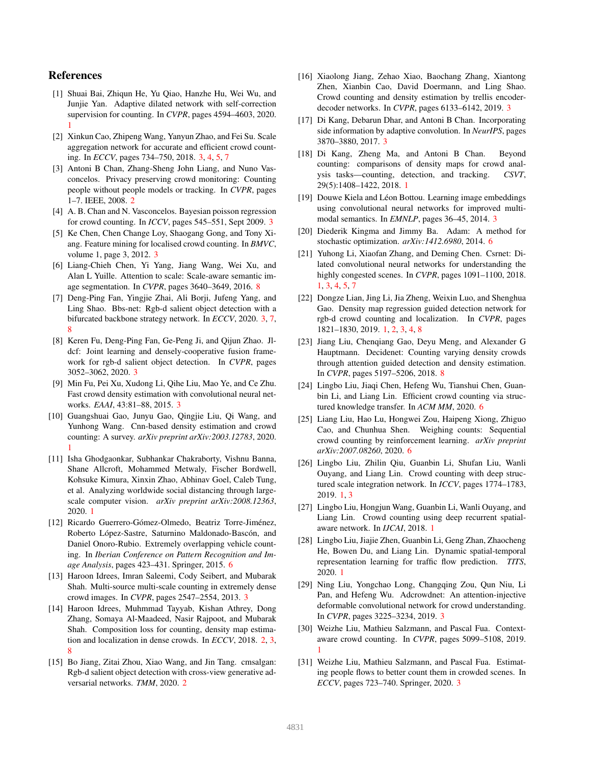## References

[1] Shuai Bai, Zhiqun He, Yu Qiao, Hanzhe Hu, Wei Wu, and Junjie Yan. Adaptive dilated network with self-correction supervision for counting. In *CVPR*, pages 4594–4603, 2020. 1

[2] Xinkun Cao, Zhipeng Wang, Yanyun Zhao, and Fei Su. Scale aggregation network for accurate and efficient crowd counting. In *ECCV*, pages 734–750, 2018. 3, 4, 5, 7

[3] Antoni B Chan, Zhang-Sheng John Liang, and Nuno Vasconcelos. Privacy preserving crowd monitoring: Counting people without people models or tracking. In *CVPR*, pages 1–7. IEEE, 2008. 2

[4] A. B. Chan and N. Vasconcelos. Bayesian poisson regression for crowd counting. In *ICCV*, pages 545–551, Sept 2009. 3

[5] Ke Chen, Chen Change Loy, Shaogang Gong, and Tony Xiang. Feature mining for localised crowd counting. In *BMVC*, volume 1, page 3, 2012. 3

[6] Liang-Chieh Chen, Yi Yang, Jiang Wang, Wei Xu, and Alan L Yuille. Attention to scale: Scale-aware semantic image segmentation. In *CVPR*, pages 3640–3649, 2016. 8

[7] Deng-Ping Fan, Yingjie Zhai, Ali Borji, Jufeng Yang, and Ling Shao. Bbs-net: Rgb-d salient object detection with a bifurcated backbone strategy network. In *ECCV*, 2020. 3, 7, 8

[8] Keren Fu, Deng-Ping Fan, Ge-Peng Ji, and Qijun Zhao. Jl-dcf: Joint learning and densely-cooperative fusion framework for rgb-d salient object detection. In *CVPR*, pages 3052–3062, 2020. 3

[9] Min Fu, Pei Xu, Xudong Li, Qihe Liu, Mao Ye, and Ce Zhu. Fast crowd density estimation with convolutional neural networks. *EAAI*, 43:81–88, 2015. 3

[10] Guangshuai Gao, Junyu Gao, Qingjie Liu, Qi Wang, and Yunhong Wang. Cnn-based density estimation and crowd counting: A survey. *arXiv preprint arXiv:2003.12783*, 2020. 1

[11] Isha Ghodgaonkar, Subhankar Chakraborty, Vishnu Banna, Shane Allcroft, Mohammed Metwaly, Fischer Bordwell, Kohsuke Kimura, Xinxin Zhao, Abhinav Goel, Caleb Tung, et al. Analyzing worldwide social distancing through large-scale computer vision. *arXiv preprint arXiv:2008.12363*, 2020. 1

[12] Ricardo Guerrero-Gómez-Olmedo, Beatriz Torre-Jiménez, Roberto López-Sastre, Saturnino Maldonado-Bascón, and Daniel Onoro-Rubio. Extremely overlapping vehicle counting. In *Iberian Conference on Pattern Recognition and Image Analysis*, pages 423–431. Springer, 2015. 6

[13] Haroon Idrees, Imran Saleemi, Cody Seibert, and Mubarak Shah. Multi-source multi-scale counting in extremely dense crowd images. In *CVPR*, pages 2547–2554, 2013. 3

[14] Haroon Idrees, Muhmmad Tayyab, Kishan Athrey, Dong Zhang, Somaya Al-Maadeed, Nasir Rajpoot, and Mubarak Shah. Composition loss for counting, density map estimation and localization in dense crowds. In *ECCV*, 2018. 2, 3, 8

[15] Bo Jiang, Zitai Zhou, Xiao Wang, and Jin Tang. cmsalgan: Rgb-d salient object detection with cross-view generative adversarial networks. *TMM*, 2020. 2

[16] Xiaolong Jiang, Zehao Xiao, Baochang Zhang, Xiantong Zhen, Xianbin Cao, David Doermann, and Ling Shao. Crowd counting and density estimation by trellis encoder-decoder networks. In *CVPR*, pages 6133–6142, 2019. 3

[17] Di Kang, Debarun Dhar, and Antoni B Chan. Incorporating side information by adaptive convolution. In *NeurIPS*, pages 3870–3880, 2017. 3

[18] Di Kang, Zheng Ma, and Antoni B Chan. Beyond counting: comparisons of density maps for crowd analysis tasks—counting, detection, and tracking. *CSVT*, 29(5):1408–1422, 2018. 1

[19] Douwe Kiela and Léon Bottou. Learning image embeddings using convolutional neural networks for improved multi-modal semantics. In *EMNLP*, pages 36–45, 2014. 3

[20] Diederik Kingma and Jimmy Ba. Adam: A method for stochastic optimization. *arXiv:1412.6980*, 2014. 6

[21] Yuhong Li, Xiaofan Zhang, and Deming Chen. Csrnet: Dilated convolutional neural networks for understanding the highly congested scenes. In *CVPR*, pages 1091–1100, 2018. 1, 3, 4, 5, 7

[22] Dongze Lian, Jing Li, Jia Zheng, Weixin Luo, and Shenghua Gao. Density map regression guided detection network for rgb-d crowd counting and localization. In *CVPR*, pages 1821–1830, 2019. 1, 2, 3, 4, 8

[23] Jiang Liu, Chenqiang Gao, Deyu Meng, and Alexander G Hauptmann. Decidenet: Counting varying density crowds through attention guided detection and density estimation. In *CVPR*, pages 5197–5206, 2018. 8

[24] Lingbo Liu, Jiaqi Chen, Hefeng Wu, Tianshui Chen, Guanbin Li, and Liang Lin. Efficient crowd counting via structured knowledge transfer. In *ACM MM*, 2020. 6

[25] Liang Liu, Hao Lu, Hongwei Zou, Haipeng Xiong, Zhiguo Cao, and Chunhua Shen. Weighing counts: Sequential crowd counting by reinforcement learning. *arXiv preprint arXiv:2007.08260*, 2020. 6

[26] Lingbo Liu, Zhilin Qiu, Guanbin Li, Shufan Liu, Wanli Ouyang, and Liang Lin. Crowd counting with deep structured scale integration network. In *ICCV*, pages 1774–1783, 2019. 1, 3

[27] Lingbo Liu, Hongjun Wang, Guanbin Li, Wanli Ouyang, and Liang Lin. Crowd counting using deep recurrent spatial-aware network. In *IJCAI*, 2018. 1

[28] Lingbo Liu, Jiajie Zhen, Guanbin Li, Geng Zhan, Zhaocheng He, Bowen Du, and Liang Lin. Dynamic spatial-temporal representation learning for traffic flow prediction. *TITS*, 2020. 1

[29] Ning Liu, Yongchao Long, Changqing Zou, Qun Niu, Li Pan, and Hefeng Wu. Adcrowdnet: An attention-injective deformable convolutional network for crowd understanding. In *CVPR*, pages 3225–3234, 2019. 3

[30] Weizhe Liu, Mathieu Salzmann, and Pascal Fua. Context-aware crowd counting. In *CVPR*, pages 5099–5108, 2019. 1

[31] Weizhe Liu, Mathieu Salzmann, and Pascal Fua. Estimating people flows to better count them in crowded scenes. In *ECCV*, pages 723–740. Springer, 2020. 3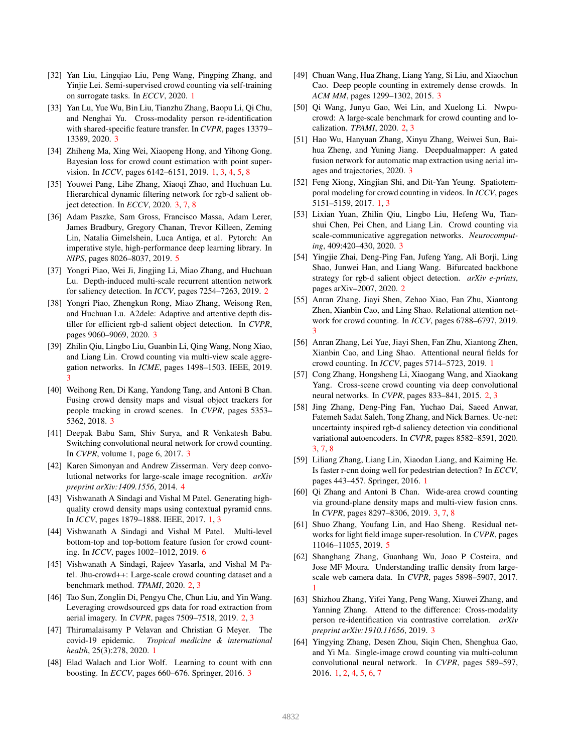[32] Yan Liu, Lingqiao Liu, Peng Wang, Pingping Zhang, and Yinjie Lei. Semi-supervised crowd counting via self-training on surrogate tasks. In *ECCV*, 2020. 1

[33] Yan Lu, Yue Wu, Bin Liu, Tianzhu Zhang, Baopu Li, Qi Chu, and Nenghai Yu. Cross-modality person re-identification with shared-specific feature transfer. In *CVPR*, pages 13379–13389, 2020. 3

[34] Zhiheng Ma, Xing Wei, Xiaopeng Hong, and Yihong Gong. Bayesian loss for crowd count estimation with point supervision. In *ICCV*, pages 6142–6151, 2019. 1, 3, 4, 5, 8

[35] Youwei Pang, Lihe Zhang, Xiaoqi Zhao, and Huchuan Lu. Hierarchical dynamic filtering network for rgb-d salient object detection. In *ECCV*, 2020. 3, 7, 8

[36] Adam Paszke, Sam Gross, Francisco Massa, Adam Lerer, James Bradbury, Gregory Chanan, Trevor Killeen, Zeming Lin, Natalia Gimelshein, Luca Antiga, et al. Pytorch: An imperative style, high-performance deep learning library. In *NIPS*, pages 8026–8037, 2019. 5

[37] Yongri Piao, Wei Ji, Jingjing Li, Miao Zhang, and Huchuan Lu. Depth-induced multi-scale recurrent attention network for saliency detection. In *ICCV*, pages 7254–7263, 2019. 2

[38] Yongri Piao, Zhengkun Rong, Miao Zhang, Weisong Ren, and Huchuan Lu. A2dele: Adaptive and attentive depth distiller for efficient rgb-d salient object detection. In *CVPR*, pages 9060–9069, 2020. 3

[39] Zhilin Qiu, Lingbo Liu, Guanbin Li, Qing Wang, Nong Xiao, and Liang Lin. Crowd counting via multi-view scale aggregation networks. In *ICME*, pages 1498–1503. IEEE, 2019. 3

[40] Weihong Ren, Di Kang, Yandong Tang, and Antoni B Chan. Fusing crowd density maps and visual object trackers for people tracking in crowd scenes. In *CVPR*, pages 5353–5362, 2018. 3

[41] Deepak Babu Sam, Shiv Surya, and R Venkatesh Babu. Switching convolutional neural network for crowd counting. In *CVPR*, volume 1, page 6, 2017. 3

[42] Karen Simonyan and Andrew Zisserman. Very deep convolutional networks for large-scale image recognition. *arXiv preprint arXiv:1409.1556*, 2014. 4

[43] Vishwanath A Sindagi and Vishal M Patel. Generating high-quality crowd density maps using contextual pyramid cnns. In *ICCV*, pages 1879–1888. IEEE, 2017. 1, 3

[44] Vishwanath A Sindagi and Vishal M Patel. Multi-level bottom-top and top-bottom feature fusion for crowd counting. In *ICCV*, pages 1002–1012, 2019. 6

[45] Vishwanath A Sindagi, Rajeev Yasarla, and Vishal M Patel. Jhu-crowd++: Large-scale crowd counting dataset and a benchmark method. *TPAMI*, 2020. 2, 3

[46] Tao Sun, Zonglin Di, Pengyu Che, Chun Liu, and Yin Wang. Leveraging crowdsourced gps data for road extraction from aerial imagery. In *CVPR*, pages 7509–7518, 2019. 2, 3

[47] Thirumalaisamy P Velavan and Christian G Meyer. The covid-19 epidemic. *Tropical medicine & international health*, 25(3):278, 2020. 1

[48] Elad Walach and Lior Wolf. Learning to count with cnn boosting. In *ECCV*, pages 660–676. Springer, 2016. 3

[49] Chuan Wang, Hua Zhang, Liang Yang, Si Liu, and Xiaochun Cao. Deep people counting in extremely dense crowds. In *ACM MM*, pages 1299–1302, 2015. 3

[50] Qi Wang, Junyu Gao, Wei Lin, and Xuelong Li. Nwpu-crowd: A large-scale benchmark for crowd counting and localization. *TPAMI*, 2020. 2, 3

[51] Hao Wu, Hanyuan Zhang, Xinyu Zhang, Weiwei Sun, Baihua Zheng, and Yuning Jiang. Deepdualmapper: A gated fusion network for automatic map extraction using aerial images and trajectories, 2020. 3

[52] Feng Xiong, Xingjian Shi, and Dit-Yan Yeung. Spatiotemporal modeling for crowd counting in videos. In *ICCV*, pages 5151–5159, 2017. 1, 3

[53] Lixian Yuan, Zhilin Qiu, Lingbo Liu, Hefeng Wu, Tianshui Chen, Pei Chen, and Liang Lin. Crowd counting via scale-communicative aggregation networks. *Neurocomputing*, 409:420–430, 2020. 3

[54] Yingjie Zhai, Deng-Ping Fan, Jufeng Yang, Ali Borji, Ling Shao, Junwei Han, and Liang Wang. Bifurcated backbone strategy for rgb-d salient object detection. *arXiv e-prints*, pages arXiv–2007, 2020. 2

[55] Anran Zhang, Jiayi Shen, Zehao Xiao, Fan Zhu, Xiantong Zhen, Xianbin Cao, and Ling Shao. Relational attention network for crowd counting. In *ICCV*, pages 6788–6797, 2019. 3

[56] Anran Zhang, Lei Yue, Jiayi Shen, Fan Zhu, Xiantong Zhen, Xianbin Cao, and Ling Shao. Attentional neural fields for crowd counting. In *ICCV*, pages 5714–5723, 2019. 1

[57] Cong Zhang, Hongsheng Li, Xiaogang Wang, and Xiaokang Yang. Cross-scene crowd counting via deep convolutional neural networks. In *CVPR*, pages 833–841, 2015. 2, 3

[58] Jing Zhang, Deng-Ping Fan, Yuchao Dai, Saeed Anwar, Fatemeh Sadat Saleh, Tong Zhang, and Nick Barnes. Uc-net: uncertainty inspired rgb-d saliency detection via conditional variational autoencoders. In *CVPR*, pages 8582–8591, 2020. 3, 7, 8

[59] Liliang Zhang, Liang Lin, Xiaodan Liang, and Kaiming He. Is faster r-cnn doing well for pedestrian detection? In *ECCV*, pages 443–457. Springer, 2016. 1

[60] Qi Zhang and Antoni B Chan. Wide-area crowd counting via ground-plane density maps and multi-view fusion cnns. In *CVPR*, pages 8297–8306, 2019. 3, 7, 8

[61] Shuo Zhang, Youfang Lin, and Hao Sheng. Residual networks for light field image super-resolution. In *CVPR*, pages 11046–11055, 2019. 5

[62] Shanghang Zhang, Guanhang Wu, Joao P Costeira, and Jose MF Moura. Understanding traffic density from large-scale web camera data. In *CVPR*, pages 5898–5907, 2017. 1

[63] Shizhou Zhang, Yifei Yang, Peng Wang, Xiuwei Zhang, and Yanning Zhang. Attend to the difference: Cross-modality person re-identification via contrastive correlation. *arXiv preprint arXiv:1910.11656*, 2019. 3

[64] Yingying Zhang, Desen Zhou, Siqin Chen, Shenghua Gao, and Yi Ma. Single-image crowd counting via multi-column convolutional neural network. In *CVPR*, pages 589–597, 2016. 1, 2, 4, 5, 6, 7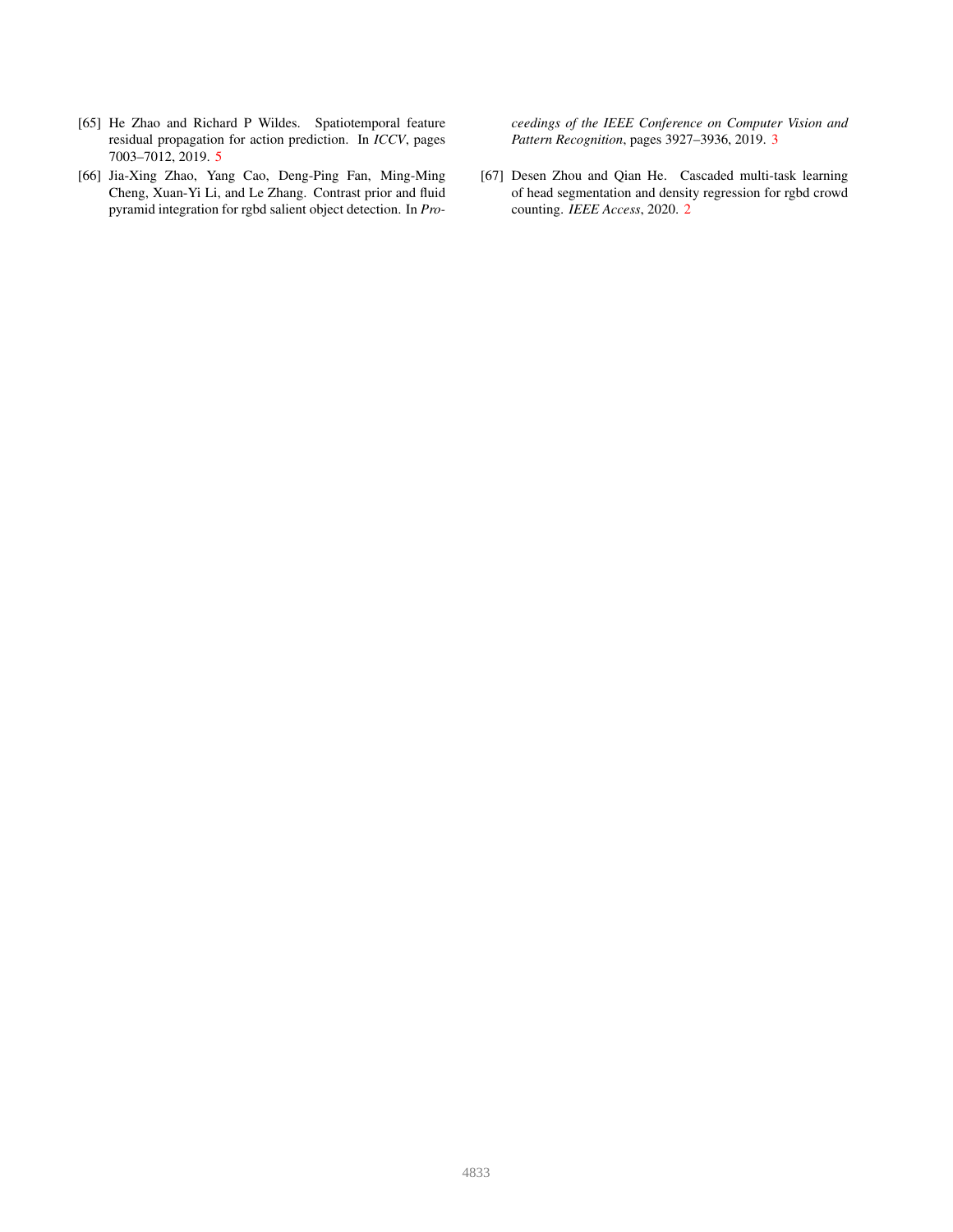[65] He Zhao and Richard P Wildes. Spatiotemporal feature residual propagation for action prediction. In *ICCV*, pages 7003–7012, 2019. 5

[66] Jia-Xing Zhao, Yang Cao, Deng-Ping Fan, Ming-Ming Cheng, Xuan-Yi Li, and Le Zhang. Contrast prior and fluid pyramid integration for rgbd salient object detection. In *Proceedings of the IEEE Conference on Computer Vision and Pattern Recognition*, pages 3927–3936, 2019. 3

[67] Desen Zhou and Qian He. Cascaded multi-task learning of head segmentation and density regression for rgbd crowd counting. *IEEE Access*, 2020. 2